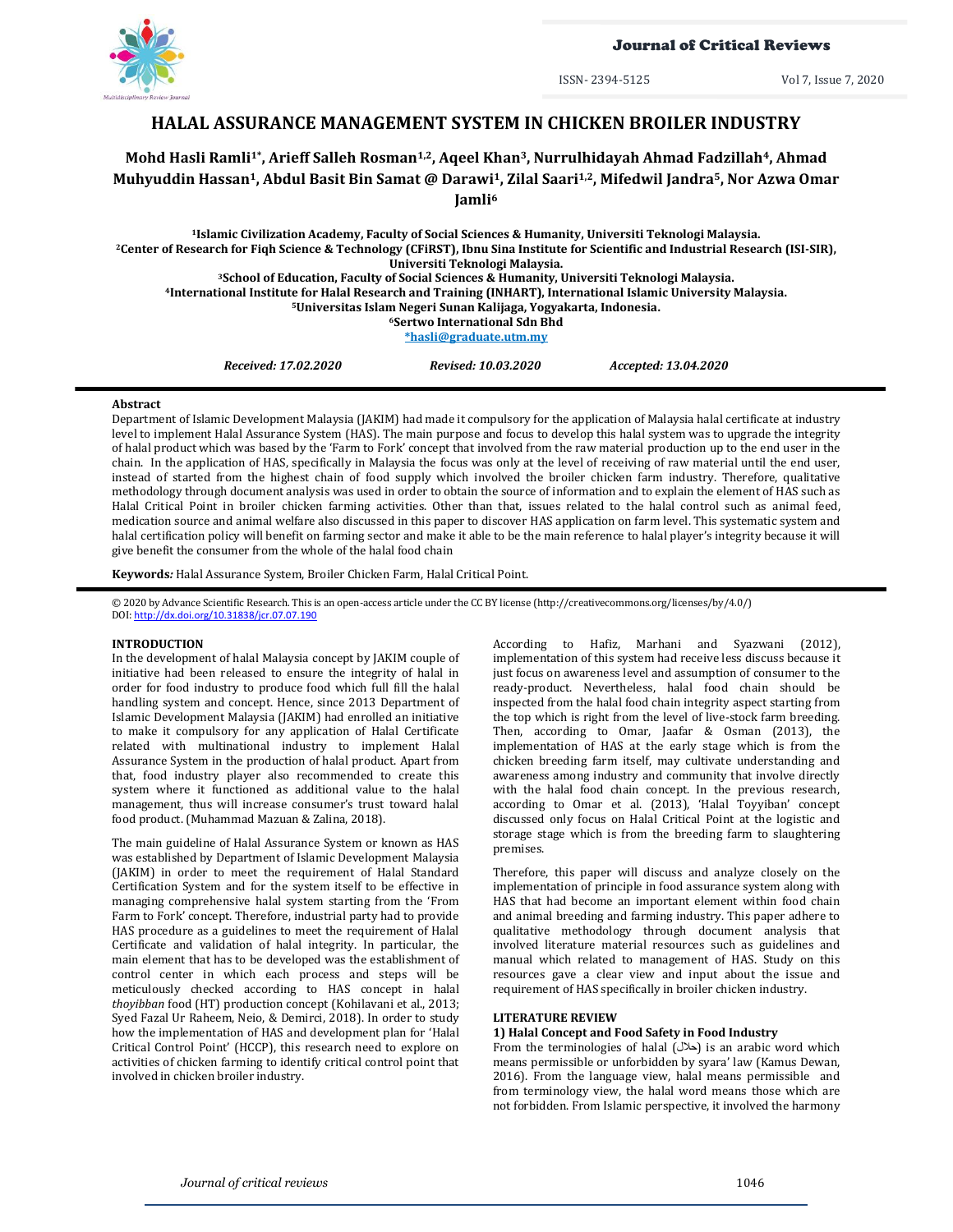# HALAL ASSURANCE MANAGEMENT SYSTEM IN CHICKEN BROILER INDUSTRY

**Mohd Hasli Ramli[1*], Arieff Salleh Rosman[1,2], Aqeel Khan[3], Nurrulhidayah Ahmad Fadzillah[4], Ahmad Muhyuddin Hassan[1], Abdul Basit Bin Samat @ Darawi[1], Zilal Saari[1,2], Mifedwil Jandra[5], Nor Azwa Omar Jamli[6]**

**[1]Islamic Civilization Academy, Faculty of Social Sciences & Humanity, Universiti Teknologi Malaysia.**
**[2]Center of Research for Fiqh Science & Technology (CFiRST), Ibnu Sina Institute for Scientific and Industrial Research (ISI-SIR), Universiti Teknologi Malaysia.**
**[3]School of Education, Faculty of Social Sciences & Humanity, Universiti Teknologi Malaysia.**
**[4]International Institute for Halal Research and Training (INHART), International Islamic University Malaysia.**
**[5]Universitas Islam Negeri Sunan Kalijaga, Yogyakarta, Indonesia.**
**[6]Sertwo International Sdn Bhd**
**[*hasli@graduate.utm.my](mailto:hasli@graduate.utm.my)**

***Received: 17.02.2020*** ***Revised: 10.03.2020*** ***Accepted: 13.04.2020***

**Abstract**

Department of Islamic Development Malaysia (JAKIM) had made it compulsory for the application of Malaysia halal certificate at industry level to implement Halal Assurance System (HAS). The main purpose and focus to develop this halal system was to upgrade the integrity of halal product which was based by the 'Farm to Fork' concept that involved from the raw material production up to the end user in the chain. In the application of HAS, specifically in Malaysia the focus was only at the level of receiving of raw material until the end user, instead of started from the highest chain of food supply which involved the broiler chicken farm industry. Therefore, qualitative methodology through document analysis was used in order to obtain the source of information and to explain the element of HAS such as Halal Critical Point in broiler chicken farming activities. Other than that, issues related to the halal control such as animal feed, medication source and animal welfare also discussed in this paper to discover HAS application on farm level. This systematic system and halal certification policy will benefit on farming sector and make it able to be the main reference to halal player's integrity because it will give benefit the consumer from the whole of the halal food chain

**Keywords***:* Halal Assurance System, Broiler Chicken Farm, Halal Critical Point.

© 2020 by Advance Scientific Research. This is an open-access article under the CC BY license (http://creativecommons.org/licenses/by/4.0/)
DOI: [http://dx.doi.org/10.31838/jcr.07.07.190](http://dx.doi.org/10.31838/jcr.07.07.190)

## INTRODUCTION

In the development of halal Malaysia concept by JAKIM couple of initiative had been released to ensure the integrity of halal in order for food industry to produce food which full fill the halal handling system and concept. Hence, since 2013 Department of Islamic Development Malaysia (JAKIM) had enrolled an initiative to make it compulsory for any application of Halal Certificate related with multinational industry to implement Halal Assurance System in the production of halal product. Apart from that, food industry player also recommended to create this system where it functioned as additional value to the halal management, thus will increase consumer's trust toward halal food product. (Muhammad Mazuan & Zalina, 2018).

The main guideline of Halal Assurance System or known as HAS was established by Department of Islamic Development Malaysia (JAKIM) in order to meet the requirement of Halal Standard Certification System and for the system itself to be effective in managing comprehensive halal system starting from the 'From Farm to Fork' concept. Therefore, industrial party had to provide HAS procedure as a guidelines to meet the requirement of Halal Certificate and validation of halal integrity. In particular, the main element that has to be developed was the establishment of control center in which each process and steps will be meticulously checked according to HAS concept in halal *thoyibban* food (HT) production concept (Kohilavani et al., 2013; Syed Fazal Ur Raheem, Neio, & Demirci, 2018). In order to study how the implementation of HAS and development plan for 'Halal Critical Control Point' (HCCP), this research need to explore on activities of chicken farming to identify critical control point that involved in chicken broiler industry.

According to Hafiz, Marhani and Syazwani (2012), implementation of this system had receive less discuss because it just focus on awareness level and assumption of consumer to the ready-product. Nevertheless, halal food chain should be inspected from the halal food chain integrity aspect starting from the top which is right from the level of live-stock farm breeding. Then, according to Omar, Jaafar & Osman (2013), the implementation of HAS at the early stage which is from the chicken breeding farm itself, may cultivate understanding and awareness among industry and community that involve directly with the halal food chain concept. In the previous research, according to Omar et al. (2013), 'Halal Toyyiban' concept discussed only focus on Halal Critical Point at the logistic and storage stage which is from the breeding farm to slaughtering premises.

Therefore, this paper will discuss and analyze closely on the implementation of principle in food assurance system along with HAS that had become an important element within food chain and animal breeding and farming industry. This paper adhere to qualitative methodology through document analysis that involved literature material resources such as guidelines and manual which related to management of HAS. Study on this resources gave a clear view and input about the issue and requirement of HAS specifically in broiler chicken industry.

## LITERATURE REVIEW

### 1) Halal Concept and Food Safety in Food Industry

From the terminologies of halal (حلال) is an arabic word which means permissible or unforbidden by syara' law (Kamus Dewan, 2016). From the language view, halal means permissible and from terminology view, the halal word means those which are not forbidden. From Islamic perspective, it involved the harmony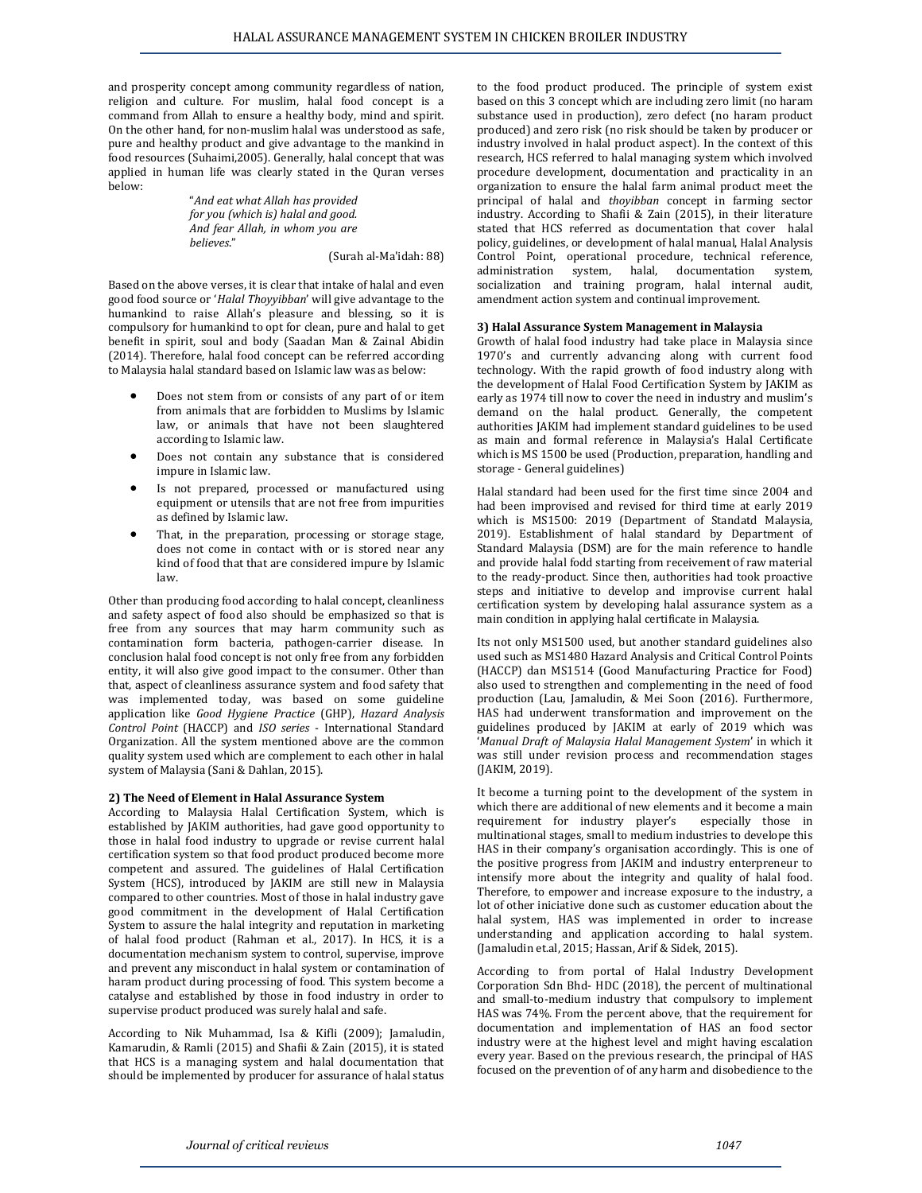and prosperity concept among community regardless of nation, religion and culture. For muslim, halal food concept is a command from Allah to ensure a healthy body, mind and spirit. On the other hand, for non-muslim halal was understood as safe, pure and healthy product and give advantage to the mankind in food resources (Suhaimi,2005). Generally, halal concept that was applied in human life was clearly stated in the Quran verses below:

> "*And eat what Allah has provided for you (which is) halal and good. And fear Allah, in whom you are believes.*"
>
> (Surah al-Ma'idah: 88)

Based on the above verses, it is clear that intake of halal and even good food source or '*Halal Thoyyibban*' will give advantage to the humankind to raise Allah's pleasure and blessing, so it is compulsory for humankind to opt for clean, pure and halal to get benefit in spirit, soul and body (Saadan Man & Zainal Abidin (2014). Therefore, halal food concept can be referred according to Malaysia halal standard based on Islamic law was as below:

- Does not stem from or consists of any part of or item from animals that are forbidden to Muslims by Islamic law, or animals that have not been slaughtered according to Islamic law.
- Does not contain any substance that is considered impure in Islamic law.
- Is not prepared, processed or manufactured using equipment or utensils that are not free from impurities as defined by Islamic law.
- That, in the preparation, processing or storage stage, does not come in contact with or is stored near any kind of food that that are considered impure by Islamic law.

Other than producing food according to halal concept, cleanliness and safety aspect of food also should be emphasized so that is free from any sources that may harm community such as contamination form bacteria, pathogen-carrier disease. In conclusion halal food concept is not only free from any forbidden entity, it will also give good impact to the consumer. Other than that, aspect of cleanliness assurance system and food safety that was implemented today, was based on some guideline application like *Good Hygiene Practice* (GHP), *Hazard Analysis Control Point* (HACCP) and *ISO series* - International Standard Organization. All the system mentioned above are the common quality system used which are complement to each other in halal system of Malaysia (Sani & Dahlan, 2015).

**2) The Need of Element in Halal Assurance System**

According to Malaysia Halal Certification System, which is established by JAKIM authorities, had gave good opportunity to those in halal food industry to upgrade or revise current halal certification system so that food product produced become more competent and assured. The guidelines of Halal Certification System (HCS), introduced by JAKIM are still new in Malaysia compared to other countries. Most of those in halal industry gave good commitment in the development of Halal Certification System to assure the halal integrity and reputation in marketing of halal food product (Rahman et al., 2017). In HCS, it is a documentation mechanism system to control, supervise, improve and prevent any misconduct in halal system or contamination of haram product during processing of food. This system become a catalyse and established by those in food industry in order to supervise product produced was surely halal and safe.

According to Nik Muhammad, Isa & Kifli (2009); Jamaludin, Kamarudin, & Ramli (2015) and Shafii & Zain (2015), it is stated that HCS is a managing system and halal documentation that should be implemented by producer for assurance of halal status to the food product produced. The principle of system exist based on this 3 concept which are including zero limit (no haram substance used in production), zero defect (no haram product produced) and zero risk (no risk should be taken by producer or industry involved in halal product aspect). In the context of this research, HCS referred to halal managing system which involved procedure development, documentation and practicality in an organization to ensure the halal farm animal product meet the principal of halal and *thoyibban* concept in farming sector industry. According to Shafii & Zain (2015), in their literature stated that HCS referred as documentation that cover halal policy, guidelines, or development of halal manual, Halal Analysis Control Point, operational procedure, technical reference, administration system, halal, documentation system, socialization and training program, halal internal audit, amendment action system and continual improvement.

**3) Halal Assurance System Management in Malaysia**

Growth of halal food industry had take place in Malaysia since 1970's and currently advancing along with current food technology. With the rapid growth of food industry along with the development of Halal Food Certification System by JAKIM as early as 1974 till now to cover the need in industry and muslim's demand on the halal product. Generally, the competent authorities JAKIM had implement standard guidelines to be used as main and formal reference in Malaysia's Halal Certificate which is MS 1500 be used (Production, preparation, handling and storage - General guidelines)

Halal standard had been used for the first time since 2004 and had been improvised and revised for third time at early 2019 which is MS1500: 2019 (Department of Standatd Malaysia, 2019). Establishment of halal standard by Department of Standard Malaysia (DSM) are for the main reference to handle and provide halal fodd starting from receivement of raw material to the ready-product. Since then, authorities had took proactive steps and initiative to develop and improvise current halal certification system by developing halal assurance system as a main condition in applying halal certificate in Malaysia.

Its not only MS1500 used, but another standard guidelines also used such as MS1480 Hazard Analysis and Critical Control Points (HACCP) dan MS1514 (Good Manufacturing Practice for Food) also used to strengthen and complementing in the need of food production (Lau, Jamaludin, & Mei Soon (2016). Furthermore, HAS had underwent transformation and improvement on the guidelines produced by JAKIM at early of 2019 which was '*Manual Draft of Malaysia Halal Management System*' in which it was still under revision process and recommendation stages (JAKIM, 2019).

It become a turning point to the development of the system in which there are additional of new elements and it become a main requirement for industry player's especially those in multinational stages, small to medium industries to develope this HAS in their company's organisation accordingly. This is one of the positive progress from JAKIM and industry enterpreneur to intensify more about the integrity and quality of halal food. Therefore, to empower and increase exposure to the industry, a lot of other iniciative done such as customer education about the halal system, HAS was implemented in order to increase understanding and application according to halal system. (Jamaludin et.al, 2015; Hassan, Arif & Sidek, 2015).

According to from portal of Halal Industry Development Corporation Sdn Bhd- HDC (2018), the percent of multinational and small-to-medium industry that compulsory to implement HAS was 74%. From the percent above, that the requirement for documentation and implementation of HAS an food sector industry were at the highest level and might having escalation every year. Based on the previous research, the principal of HAS focused on the prevention of of any harm and disobedience to the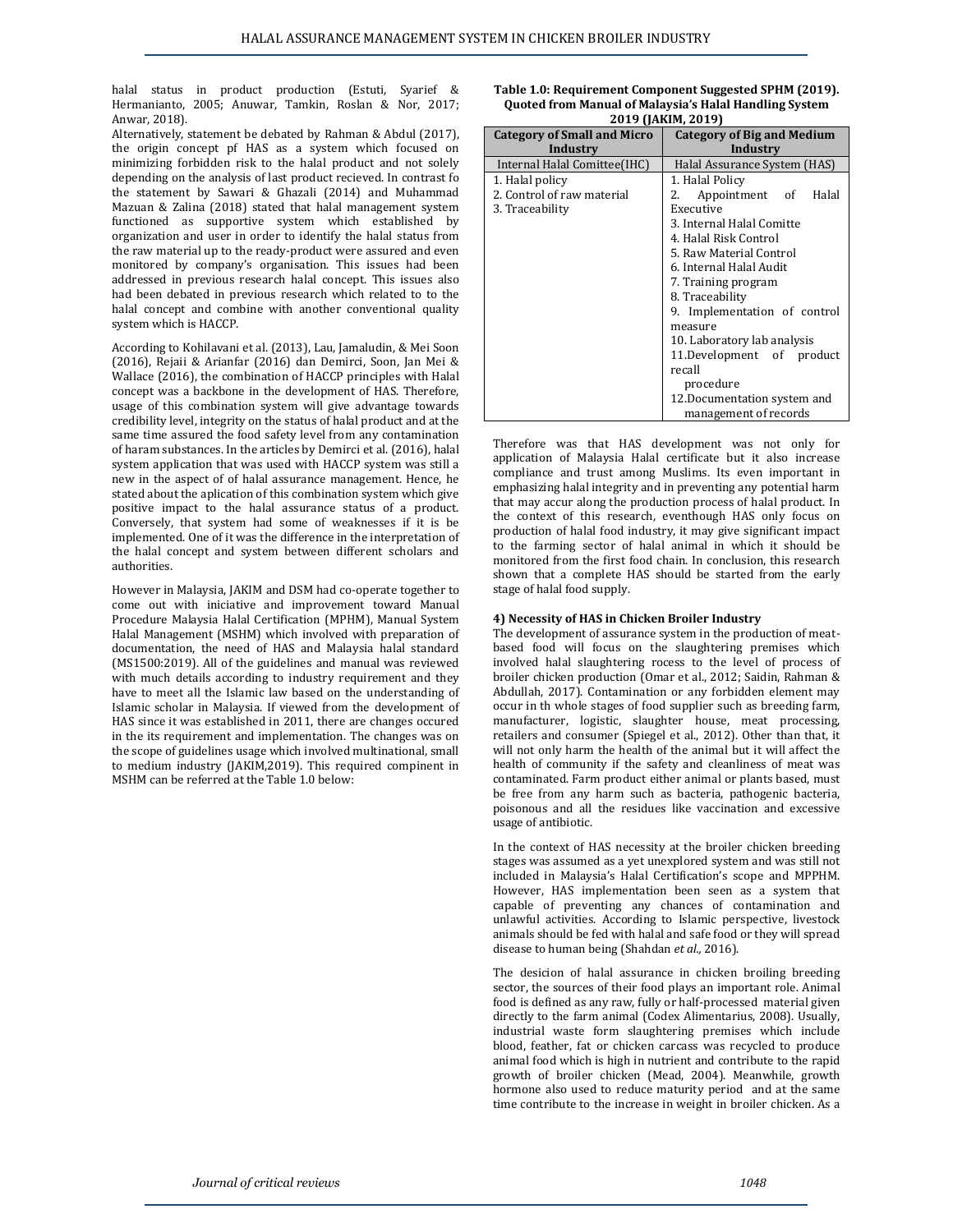halal status in product production (Estuti, Syarief & Hermanianto, 2005; Anuwar, Tamkin, Roslan & Nor, 2017; Anwar, 2018).

Alternatively, statement be debated by Rahman & Abdul (2017), the origin concept pf HAS as a system which focused on minimizing forbidden risk to the halal product and not solely depending on the analysis of last product recieved. In contrast fo the statement by Sawari & Ghazali (2014) and Muhammad Mazuan & Zalina (2018) stated that halal management system functioned as supportive system which established by organization and user in order to identify the halal status from the raw material up to the ready-product were assured and even monitored by company's organisation. This issues had been addressed in previous research halal concept. This issues also had been debated in previous research which related to to the halal concept and combine with another conventional quality system which is HACCP.

According to Kohilavani et al. (2013), Lau, Jamaludin, & Mei Soon (2016), Rejaii & Arianfar (2016) dan Demirci, Soon, Jan Mei & Wallace (2016), the combination of HACCP principles with Halal concept was a backbone in the development of HAS. Therefore, usage of this combination system will give advantage towards credibility level, integrity on the status of halal product and at the same time assured the food safety level from any contamination of haram substances. In the articles by Demirci et al. (2016), halal system application that was used with HACCP system was still a new in the aspect of of halal assurance management. Hence, he stated about the aplication of this combination system which give positive impact to the halal assurance status of a product. Conversely, that system had some of weaknesses if it is be implemented. One of it was the difference in the interpretation of the halal concept and system between different scholars and authorities.

However in Malaysia, JAKIM and DSM had co-operate together to come out with iniciative and improvement toward Manual Procedure Malaysia Halal Certification (MPHM), Manual System Halal Management (MSHM) which involved with preparation of documentation, the need of HAS and Malaysia halal standard (MS1500:2019). All of the guidelines and manual was reviewed with much details according to industry requirement and they have to meet all the Islamic law based on the understanding of Islamic scholar in Malaysia. If viewed from the development of HAS since it was established in 2011, there are changes occured in the its requirement and implementation. The changes was on the scope of guidelines usage which involved multinational, small to medium industry (JAKIM,2019). This required compinent in MSHM can be referred at the Table 1.0 below:

**Table 1.0: Requirement Component Suggested SPHM (2019). Quoted from Manual of Malaysia's Halal Handling System 2019 (JAKIM, 2019)**

| Category of Small and Micro Industry | Category of Big and Medium Industry |
|---|---|
| Internal Halal Comittee(IHC) | Halal Assurance System (HAS) |
| 1. Halal policy<br>2. Control of raw material<br>3. Traceability | 1. Halal Policy<br>2. Appointment of Halal Executive<br>3. Internal Halal Comitte<br>4. Halal Risk Control<br>5. Raw Material Control<br>6. Internal Halal Audit<br>7. Training program<br>8. Traceability<br>9. Implementation of control measure<br>10. Laboratory lab analysis<br>11.Development of product recall procedure<br>12.Documentation system and management of records |

Therefore was that HAS development was not only for application of Malaysia Halal certificate but it also increase compliance and trust among Muslims. Its even important in emphasizing halal integrity and in preventing any potential harm that may accur along the production process of halal product. In the context of this research, eventhough HAS only focus on production of halal food industry, it may give significant impact to the farming sector of halal animal in which it should be monitored from the first food chain. In conclusion, this research shown that a complete HAS should be started from the early stage of halal food supply.

### 4) Necessity of HAS in Chicken Broiler Industry

The development of assurance system in the production of meat-based food will focus on the slaughtering premises which involved halal slaughtering rocess to the level of process of broiler chicken production (Omar et al., 2012; Saidin, Rahman & Abdullah, 2017). Contamination or any forbidden element may occur in th whole stages of food supplier such as breeding farm, manufacturer, logistic, slaughter house, meat processing, retailers and consumer (Spiegel et al., 2012). Other than that, it will not only harm the health of the animal but it will affect the health of community if the safety and cleanliness of meat was contaminated. Farm product either animal or plants based, must be free from any harm such as bacteria, pathogenic bacteria, poisonous and all the residues like vaccination and excessive usage of antibiotic.

In the context of HAS necessity at the broiler chicken breeding stages was assumed as a yet unexplored system and was still not included in Malaysia's Halal Certification's scope and MPPHM. However, HAS implementation been seen as a system that capable of preventing any chances of contamination and unlawful activities. According to Islamic perspective, livestock animals should be fed with halal and safe food or they will spread disease to human being (Shahdan *et al.,* 2016).

The desicion of halal assurance in chicken broiling breeding sector, the sources of their food plays an important role. Animal food is defined as any raw, fully or half-processed material given directly to the farm animal (Codex Alimentarius, 2008). Usually, industrial waste form slaughtering premises which include blood, feather, fat or chicken carcass was recycled to produce animal food which is high in nutrient and contribute to the rapid growth of broiler chicken (Mead, 2004). Meanwhile, growth hormone also used to reduce maturity period and at the same time contribute to the increase in weight in broiler chicken. As a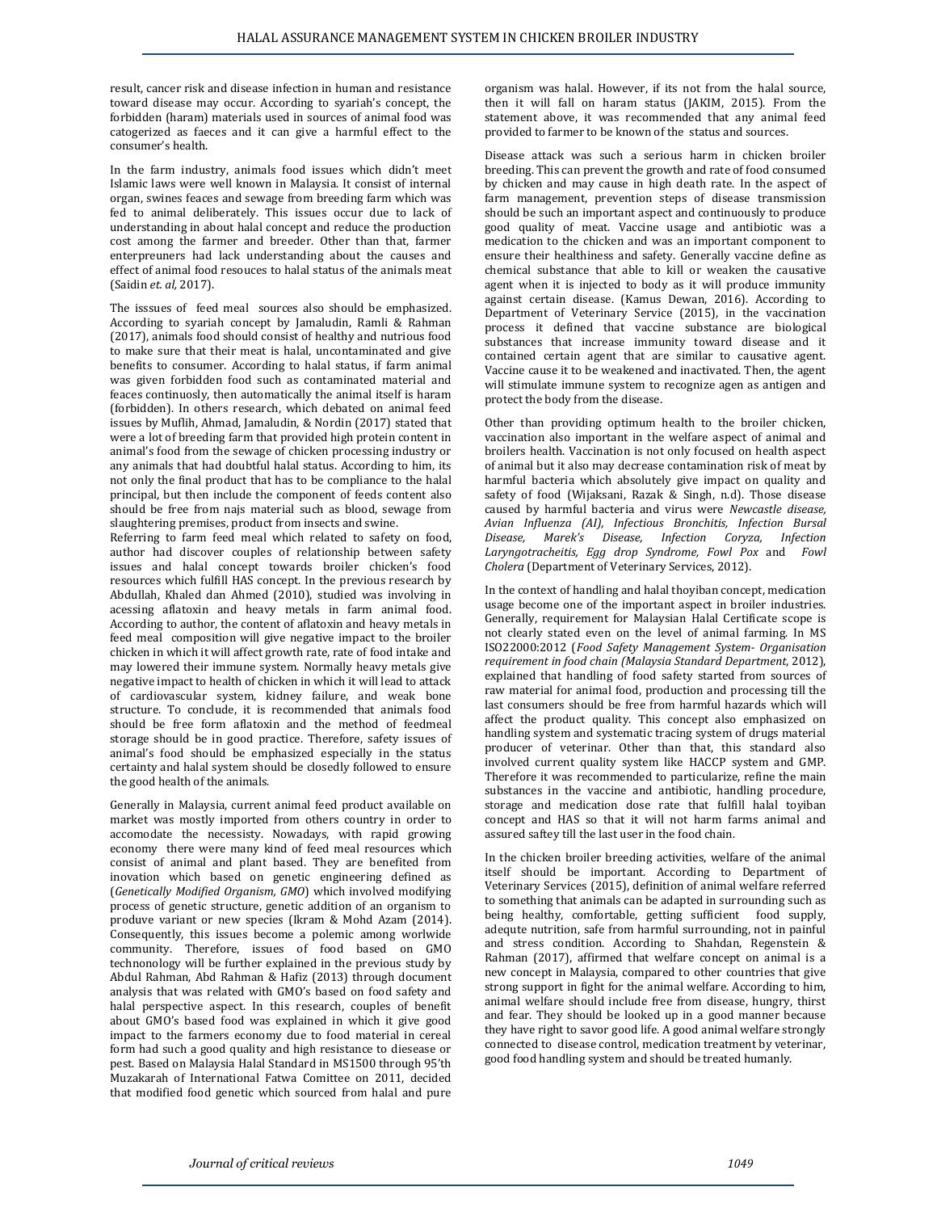result, cancer risk and disease infection in human and resistance toward disease may occur. According to syariah's concept, the forbidden (haram) materials used in sources of animal food was catogerized as faeces and it can give a harmful effect to the consumer's health.

In the farm industry, animals food issues which didn't meet Islamic laws were well known in Malaysia. It consist of internal organ, swines feaces and sewage from breeding farm which was fed to animal deliberately. This issues occur due to lack of understanding in about halal concept and reduce the production cost among the farmer and breeder. Other than that, farmer enterpreuners had lack understanding about the causes and effect of animal food resouces to halal status of the animals meat (Saidin *et. al,* 2017).

The isssues of feed meal sources also should be emphasized. According to syariah concept by Jamaludin, Ramli & Rahman (2017), animals food should consist of healthy and nutrious food to make sure that their meat is halal, uncontaminated and give benefits to consumer. According to halal status, if farm animal was given forbidden food such as contaminated material and feaces continuosly, then automatically the animal itself is haram (forbidden). In others research, which debated on animal feed issues by Muflih, Ahmad, Jamaludin, & Nordin (2017) stated that were a lot of breeding farm that provided high protein content in animal's food from the sewage of chicken processing industry or any animals that had doubtful halal status. According to him, its not only the final product that has to be compliance to the halal principal, but then include the component of feeds content also should be free from najs material such as blood, sewage from slaughtering premises, product from insects and swine.

Referring to farm feed meal which related to safety on food, author had discover couples of relationship between safety issues and halal concept towards broiler chicken's food resources which fulfill HAS concept. In the previous research by Abdullah, Khaled dan Ahmed (2010), studied was involving in acessing aflatoxin and heavy metals in farm animal food. According to author, the content of aflatoxin and heavy metals in feed meal composition will give negative impact to the broiler chicken in which it will affect growth rate, rate of food intake and may lowered their immune system. Normally heavy metals give negative impact to health of chicken in which it will lead to attack of cardiovascular system, kidney failure, and weak bone structure. To conclude, it is recommended that animals food should be free form aflatoxin and the method of feedmeal storage should be in good practice. Therefore, safety issues of animal's food should be emphasized especially in the status certainty and halal system should be closedly followed to ensure the good health of the animals.

Generally in Malaysia, current animal feed product available on market was mostly imported from others country in order to accomodate the necessisty. Nowadays, with rapid growing economy there were many kind of feed meal resources which consist of animal and plant based. They are benefited from inovation which based on genetic engineering defined as (*Genetically Modified Organism, GMO*) which involved modifying process of genetic structure, genetic addition of an organism to produve variant or new species (Ikram & Mohd Azam (2014). Consequently, this issues become a polemic among worlwide community. Therefore, issues of food based on GMO technonology will be further explained in the previous study by Abdul Rahman, Abd Rahman & Hafiz (2013) through document analysis that was related with GMO's based on food safety and halal perspective aspect. In this research, couples of benefit about GMO's based food was explained in which it give good impact to the farmers economy due to food material in cereal form had such a good quality and high resistance to diesease or pest. Based on Malaysia Halal Standard in MS1500 through 95'th Muzakarah of International Fatwa Comittee on 2011, decided that modified food genetic which sourced from halal and pure organism was halal. However, if its not from the halal source, then it will fall on haram status (JAKIM, 2015). From the statement above, it was recommended that any animal feed provided to farmer to be known of the status and sources.

Disease attack was such a serious harm in chicken broiler breeding. This can prevent the growth and rate of food consumed by chicken and may cause in high death rate. In the aspect of farm management, prevention steps of disease transmission should be such an important aspect and continuously to produce good quality of meat. Vaccine usage and antibiotic was a medication to the chicken and was an important component to ensure their healthiness and safety. Generally vaccine define as chemical substance that able to kill or weaken the causative agent when it is injected to body as it will produce immunity against certain disease. (Kamus Dewan, 2016). According to Department of Veterinary Service (2015), in the vaccination process it defined that vaccine substance are biological substances that increase immunity toward disease and it contained certain agent that are similar to causative agent. Vaccine cause it to be weakened and inactivated. Then, the agent will stimulate immune system to recognize agen as antigen and protect the body from the disease.

Other than providing optimum health to the broiler chicken, vaccination also important in the welfare aspect of animal and broilers health. Vaccination is not only focused on health aspect of animal but it also may decrease contamination risk of meat by harmful bacteria which absolutely give impact on quality and safety of food (Wijaksani, Razak & Singh, n.d). Those disease caused by harmful bacteria and virus were *Newcastle disease, Avian Influenza (AI), Infectious Bronchitis, Infection Bursal Disease, Marek's Disease, Infection Coryza, Infection Laryngotracheitis, Egg drop Syndrome, Fowl Pox* and *Fowl Cholera* (Department of Veterinary Services, 2012).

In the context of handling and halal thoyiban concept, medication usage become one of the important aspect in broiler industries. Generally, requirement for Malaysian Halal Certificate scope is not clearly stated even on the level of animal farming. In MS ISO22000:2012 (*Food Safety Management System- Organisation requirement in food chain (Malaysia Standard Department*, 2012), explained that handling of food safety started from sources of raw material for animal food, production and processing till the last consumers should be free from harmful hazards which will affect the product quality. This concept also emphasized on handling system and systematic tracing system of drugs material producer of veterinar. Other than that, this standard also involved current quality system like HACCP system and GMP. Therefore it was recommended to particularize, refine the main substances in the vaccine and antibiotic, handling procedure, storage and medication dose rate that fulfill halal toyiban concept and HAS so that it will not harm farms animal and assured saftey till the last user in the food chain.

In the chicken broiler breeding activities, welfare of the animal itself should be important. According to Department of Veterinary Services (2015), definition of animal welfare referred to something that animals can be adapted in surrounding such as being healthy, comfortable, getting sufficient food supply, adequte nutrition, safe from harmful surrounding, not in painful and stress condition. According to Shahdan, Regenstein & Rahman (2017), affirmed that welfare concept on animal is a new concept in Malaysia, compared to other countries that give strong support in fight for the animal welfare. According to him, animal welfare should include free from disease, hungry, thirst and fear. They should be looked up in a good manner because they have right to savor good life. A good animal welfare strongly connected to disease control, medication treatment by veterinar, good food handling system and should be treated humanly.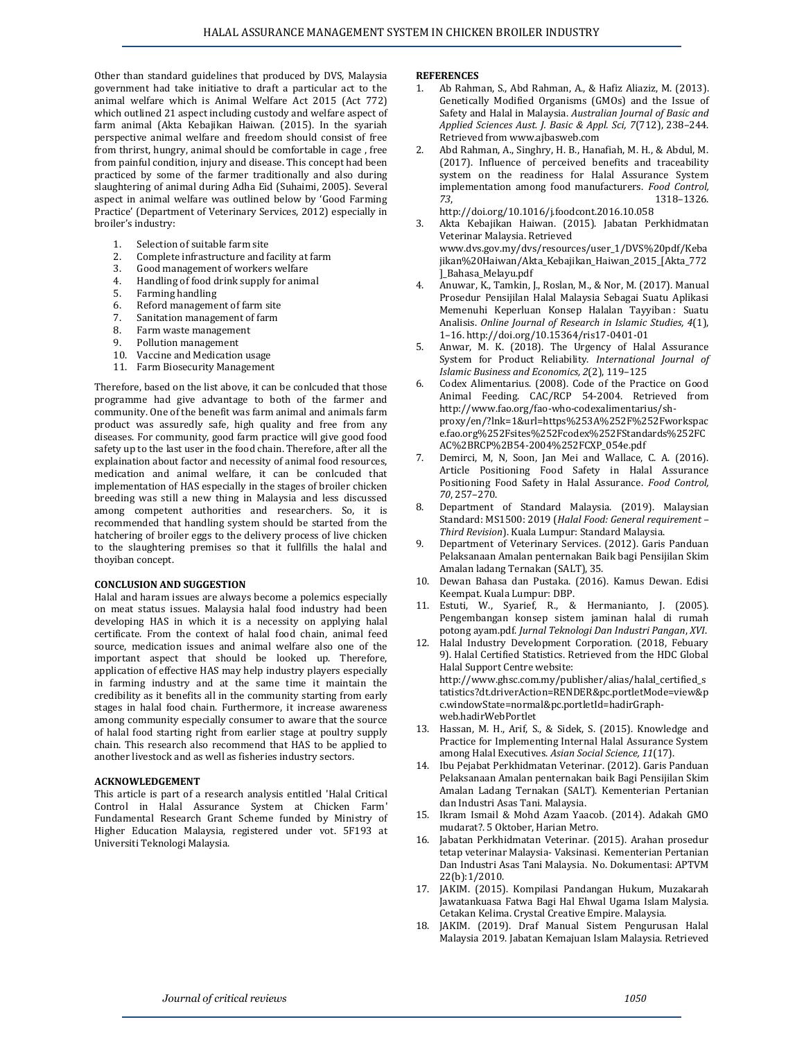Other than standard guidelines that produced by DVS, Malaysia government had take initiative to draft a particular act to the animal welfare which is Animal Welfare Act 2015 (Act 772) which outlined 21 aspect including custody and welfare aspect of farm animal (Akta Kebajikan Haiwan. (2015). In the syariah perspective animal welfare and freedom should consist of free from thrirst, hungry, animal should be comfortable in cage , free from painful condition, injury and disease. This concept had been practiced by some of the farmer traditionally and also during slaughtering of animal during Adha Eid (Suhaimi, 2005). Several aspect in animal welfare was outlined below by 'Good Farming Practice' (Department of Veterinary Services, 2012) especially in broiler's industry:

1. Selection of suitable farm site
2. Complete infrastructure and facility at farm
3. Good management of workers welfare
4. Handling of food drink supply for animal
5. Farming handling
6. Reford management of farm site
7. Sanitation management of farm
8. Farm waste management
9. Pollution management
10. Vaccine and Medication usage
11. Farm Biosecurity Management

Therefore, based on the list above, it can be conlcuded that those programme had give advantage to both of the farmer and community. One of the benefit was farm animal and animals farm product was assuredly safe, high quality and free from any diseases. For community, good farm practice will give good food safety up to the last user in the food chain. Therefore, after all the explaination about factor and necessity of animal food resources, medication and animal welfare, it can be conlcuded that implementation of HAS especially in the stages of broiler chicken breeding was still a new thing in Malaysia and less discussed among competent authorities and researchers. So, it is recommended that handling system should be started from the hatchering of broiler eggs to the delivery process of live chicken to the slaughtering premises so that it fullfills the halal and thoyiban concept.

## CONCLUSION AND SUGGESTION

Halal and haram issues are always become a polemics especially on meat status issues. Malaysia halal food industry had been developing HAS in which it is a necessity on applying halal certificate. From the context of halal food chain, animal feed source, medication issues and animal welfare also one of the important aspect that should be looked up. Therefore, application of effective HAS may help industry players especially in farming industry and at the same time it maintain the credibility as it benefits all in the community starting from early stages in halal food chain. Furthermore, it increase awareness among community especially consumer to aware that the source of halal food starting right from earlier stage at poultry supply chain. This research also recommend that HAS to be applied to another livestock and as well as fisheries industry sectors.

## ACKNOWLEDGEMENT

This article is part of a research analysis entitled 'Halal Critical Control in Halal Assurance System at Chicken Farm' Fundamental Research Grant Scheme funded by Ministry of Higher Education Malaysia, registered under vot. 5F193 at Universiti Teknologi Malaysia.

## REFERENCES

1. Ab Rahman, S., Abd Rahman, A., & Hafiz Aliaziz, M. (2013). Genetically Modified Organisms (GMOs) and the Issue of Safety and Halal in Malaysia. *Australian Journal of Basic and Applied Sciences Aust. J. Basic & Appl. Sci, 7*(712), 238–244. Retrieved from www.ajbasweb.com
2. Abd Rahman, A., Singhry, H. B., Hanafiah, M. H., & Abdul, M. (2017). Influence of perceived benefits and traceability system on the readiness for Halal Assurance System implementation among food manufacturers. *Food Control, 73*, 1318–1326. http://doi.org/10.1016/j.foodcont.2016.10.058
3. Akta Kebajikan Haiwan. (2015). Jabatan Perkhidmatan Veterinar Malaysia. Retrieved www.dvs.gov.my/dvs/resources/user_1/DVS%20pdf/Kebajikan%20Haiwan/Akta_Kebajikan_Haiwan_2015_[Akta_772]_Bahasa_Melayu.pdf
4. Anuwar, K., Tamkin, J., Roslan, M., & Nor, M. (2017). Manual Prosedur Pensijilan Halal Malaysia Sebagai Suatu Aplikasi Memenuhi Keperluan Konsep Halalan Tayyiban : Suatu Analisis. *Online Journal of Research in Islamic Studies, 4*(1), 1–16. http://doi.org/10.15364/ris17-0401-01
5. Anwar, M. K. (2018). The Urgency of Halal Assurance System for Product Reliability. *International Journal of Islamic Business and Economics, 2*(2), 119–125
6. Codex Alimentarius. (2008). Code of the Practice on Good Animal Feeding. CAC/RCP 54-2004. Retrieved from http://www.fao.org/fao-who-codexalimentarius/sh-proxy/en/?lnk=1&url=https%253A%252F%252Fworkspace.fao.org%252Fsites%252Fcodex%252FStandards%252FCAC%2BRCP%2B54-2004%252FCXP_054e.pdf
7. Demirci, M, N, Soon, Jan Mei and Wallace, C. A. (2016). Article Positioning Food Safety in Halal Assurance Positioning Food Safety in Halal Assurance. *Food Control, 70*, 257–270.
8. Department of Standard Malaysia. (2019). Malaysian Standard: MS1500: 2019 (*Halal Food: General requirement – Third Revision*). Kuala Lumpur: Standard Malaysia.
9. Department of Veterinary Services. (2012). Garis Panduan Pelaksanaan Amalan penternakan Baik bagi Pensijilan Skim Amalan ladang Ternakan (SALT), 35.
10. Dewan Bahasa dan Pustaka. (2016). Kamus Dewan. Edisi Keempat. Kuala Lumpur: DBP.
11. Estuti, W., Syarief, R., & Hermanianto, J. (2005). Pengembangan konsep sistem jaminan halal di rumah potong ayam.pdf. *Jurnal Teknologi Dan Industri Pangan*, *XVI*.
12. Halal Industry Development Corporation. (2018, Febuary 9). Halal Certified Statistics. Retrieved from the HDC Global Halal Support Centre website: http://www.ghsc.com.my/publisher/alias/halal_certified_statistics?dt.driverAction=RENDER&pc.portletMode=view&pc.windowState=normal&pc.portletId=hadirGraph-web.hadirWebPortlet
13. Hassan, M. H., Arif, S., & Sidek, S. (2015). Knowledge and Practice for Implementing Internal Halal Assurance System among Halal Executives. *Asian Social Science, 11*(17).
14. Ibu Pejabat Perkhidmatan Veterinar. (2012). Garis Panduan Pelaksanaan Amalan penternakan baik Bagi Pensijilan Skim Amalan Ladang Ternakan (SALT). Kementerian Pertanian dan Industri Asas Tani. Malaysia.
15. Ikram Ismail & Mohd Azam Yaacob. (2014). Adakah GMO mudarat?. 5 Oktober, Harian Metro.
16. Jabatan Perkhidmatan Veterinar. (2015). Arahan prosedur tetap veterinar Malaysia- Vaksinasi. Kementerian Pertanian Dan Industri Asas Tani Malaysia. No. Dokumentasi: APTVM 22(b):1/2010.
17. JAKIM. (2015). Kompilasi Pandangan Hukum, Muzakarah Jawatankuasa Fatwa Bagi Hal Ehwal Ugama Islam Malysia. Cetakan Kelima. Crystal Creative Empire. Malaysia.
18. JAKIM. (2019). Draf Manual Sistem Pengurusan Halal Malaysia 2019. Jabatan Kemajuan Islam Malaysia. Retrieved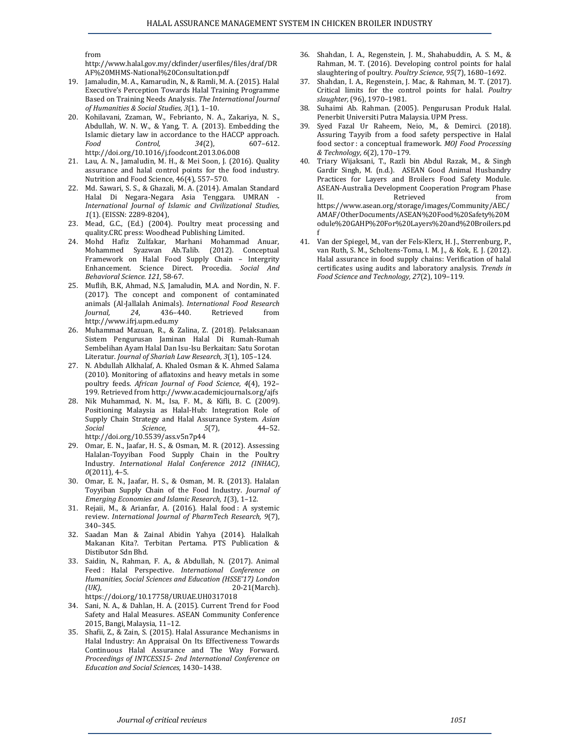from http://www.halal.gov.my/ckfinder/userfiles/files/draf/DRAF%20MHMS-National%20Consultation.pdf

19. Jamaludin, M. A., Kamarudin, N., & Ramli, M. A. (2015). Halal Executive's Perception Towards Halal Training Programme Based on Training Needs Analysis. *The International Journal of Humanities & Social Studies, 3*(1), 1–10.
20. Kohilavani, Zzaman, W., Febrianto, N. A., Zakariya, N. S., Abdullah, W. N. W., & Yang, T. A. (2013). Embedding the Islamic dietary law in accordance to the HACCP approach. *Food Control, 34*(2), 607–612. http://doi.org/10.1016/j.foodcont.2013.06.008
21. Lau, A. N., Jamaludin, M. H., & Mei Soon, J. (2016). Quality assurance and halal control points for the food industry. Nutrition and Food Science, 46(4), 557–570.
22. Md. Sawari, S. S., & Ghazali, M. A. (2014). Amalan Standard Halal Di Negara-Negara Asia Tenggara. UMRAN - *International Journal of Islamic and Civilizational Studies, 1*(1). (EISSN: 2289-8204),
23. Mead, G.C., (Ed.) (2004). Poultry meat processing and quality.CRC press: Woodhead Publishing Limited.
24. Mohd Hafiz Zulfakar, Marhani Mohammad Anuar, Mohammed Syazwan Ab.Talib. (2012). Conceptual Framework on Halal Food Supply Chain – Intergrity Enhancement. Science Direct. Procedia. *Social And Behavioral Science. 121*, 58-67.
25. Muflih, B.K, Ahmad, N.S, Jamaludin, M.A. and Nordin, N. F. (2017). The concept and component of contaminated animals (Al-Jallalah Animals). *International Food Research Journal, 24*, 436–440. Retrieved from http://www.ifrj.upm.edu.my
26. Muhammad Mazuan, R., & Zalina, Z. (2018). Pelaksanaan Sistem Pengurusan Jaminan Halal Di Rumah-Rumah Sembelihan Ayam Halal Dan Isu-Isu Berkaitan: Satu Sorotan Literatur. *Journal of Shariah Law Research, 3*(1), 105–124.
27. N. Abdullah Alkhalaf, A. Khaled Osman & K. Ahmed Salama (2010). Monitoring of aflatoxins and heavy metals in some poultry feeds. *African Journal of Food Science, 4*(4), 192–199. Retrieved from http://www.academicjournals.org/ajfs
28. Nik Muhammad, N. M., Isa, F. M., & Kifli, B. C. (2009). Positioning Malaysia as Halal-Hub: Integration Role of Supply Chain Strategy and Halal Assurance System. *Asian Social Science, 5*(7), 44–52. http://doi.org/10.5539/ass.v5n7p44
29. Omar, E. N., Jaafar, H. S., & Osman, M. R. (2012). Assessing Halalan-Toyyiban Food Supply Chain in the Poultry Industry. *International Halal Conference 2012 (INHAC), 0*(2011), 4–5.
30. Omar, E. N., Jaafar, H. S., & Osman, M. R. (2013). Halalan Toyyiban Supply Chain of the Food Industry. *Journal of Emerging Economies and Islamic Research, 1*(3), 1–12.
31. Rejaii, M., & Arianfar, A. (2016). Halal food : A systemic review. *International Journal of PharmTech Research, 9*(7), 340–345.
32. Saadan Man & Zainal Abidin Yahya (2014). Halalkah Makanan Kita?. Terbitan Pertama. PTS Publication & Distibutor Sdn Bhd.
33. Saidin, N., Rahman, F. A., & Abdullah, N. (2017). Animal Feed : Halal Perspective. *International Conference on Humanities, Social Sciences and Education (HSSE'17) London (UK)*, 20-21(March). https://doi.org/10.17758/URUAE.UH0317018
34. Sani, N. A., & Dahlan, H. A. (2015). Current Trend for Food Safety and Halal Measures. ASEAN Community Conference 2015, Bangi, Malaysia, 11–12.
35. Shafii, Z., & Zain, S. (2015). Halal Assurance Mechanisms in Halal Industry: An Appraisal On Its Effectiveness Towards Continuous Halal Assurance and The Way Forward. *Proceedings of INTCESS15- 2nd International Conference on Education and Social Sciences,* 1430–1438.
36. Shahdan, I. A., Regenstein, J. M., Shahabuddin, A. S. M., & Rahman, M. T. (2016). Developing control points for halal slaughtering of poultry. *Poultry Science, 95*(7), 1680–1692.
37. Shahdan, I. A., Regenstein, J. Mac, & Rahman, M. T. (2017). Critical limits for the control points for halal. *Poultry slaughter,* (96), 1970–1981.
38. Suhaimi Ab. Rahman. (2005). Pengurusan Produk Halal. Penerbit Universiti Putra Malaysia. UPM Press.
39. Syed Fazal Ur Raheem, Neio, M., & Demirci. (2018). Assuring Tayyib from a food safety perspective in Halal food sector : a conceptual framework. *MOJ Food Processing & Technology, 6*(2), 170–179.
40. Triary Wijaksani, T., Razli bin Abdul Razak, M., & Singh Gardir Singh, M. (n.d.). ASEAN Good Animal Husbandry Practices for Layers and Broilers Food Safety Module. ASEAN-Australia Development Cooperation Program Phase II. Retrieved from https://www.asean.org/storage/images/Community/AEC/AMAF/OtherDocuments/ASEAN%20Food%20Safety%20Module%20GAHP%20For%20Layers%20and%20Broilers.pdf
41. Van der Spiegel, M., van der Fels-Klerx, H. J., Sterrenburg, P., van Ruth, S. M., Scholtens-Toma, I. M. J., & Kok, E. J. (2012). Halal assurance in food supply chains: Verification of halal certificates using audits and laboratory analysis. *Trends in Food Science and Technology, 27*(2), 109–119.